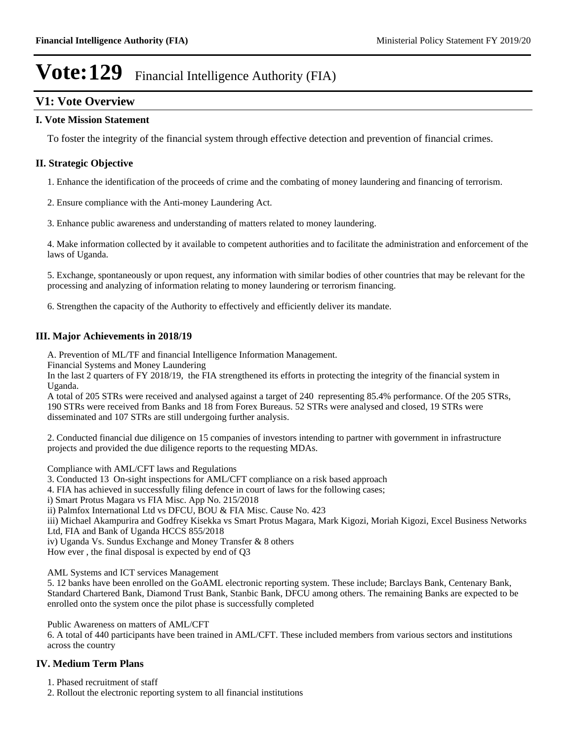# Vote:129 Financial Intelligence Authority (FIA)

## V1: Vote Overview

### I. Vote Mission Statement

To foster the integrity of the financial system through effective detection and prevention of financial crimes.

### II. Strategic Objective

1. Enhance the identification of the proceeds of crime and the combating of money laundering and financing of terrorism.

2. Ensure compliance with the Anti-money Laundering Act.

3. Enhance public awareness and understanding of matters related to money laundering.

4. Make information collected by it available to competent authorities and to facilitate the administration and enforcement of the laws of Uganda.

5. Exchange, spontaneously or upon request, any information with similar bodies of other countries that may be relevant for the processing and analyzing of information relating to money laundering or terrorism financing.

6. Strengthen the capacity of the Authority to effectively and efficiently deliver its mandate.

### III. Major Achievements in 2018/19

A. Prevention of ML/TF and financial Intelligence Information Management.
Financial Systems and Money Laundering
In the last 2 quarters of FY 2018/19, the FIA strengthened its efforts in protecting the integrity of the financial system in Uganda.
A total of 205 STRs were received and analysed against a target of 240 representing 85.4% performance. Of the 205 STRs, 190 STRs were received from Banks and 18 from Forex Bureaus. 52 STRs were analysed and closed, 19 STRs were disseminated and 107 STRs are still undergoing further analysis.

2. Conducted financial due diligence on 15 companies of investors intending to partner with government in infrastructure projects and provided the due diligence reports to the requesting MDAs.

Compliance with AML/CFT laws and Regulations
3. Conducted 13 On-sight inspections for AML/CFT compliance on a risk based approach
4. FIA has achieved in successfully filing defence in court of laws for the following cases;
i) Smart Protus Magara vs FIA Misc. App No. 215/2018
ii) Palmfox International Ltd vs DFCU, BOU & FIA Misc. Cause No. 423
iii) Michael Akampurira and Godfrey Kisekka vs Smart Protus Magara, Mark Kigozi, Moriah Kigozi, Excel Business Networks Ltd, FIA and Bank of Uganda HCCS 855/2018
iv) Uganda Vs. Sundus Exchange and Money Transfer & 8 others
How ever , the final disposal is expected by end of Q3

AML Systems and ICT services Management
5. 12 banks have been enrolled on the GoAML electronic reporting system. These include; Barclays Bank, Centenary Bank, Standard Chartered Bank, Diamond Trust Bank, Stanbic Bank, DFCU among others. The remaining Banks are expected to be enrolled onto the system once the pilot phase is successfully completed

Public Awareness on matters of AML/CFT
6. A total of 440 participants have been trained in AML/CFT. These included members from various sectors and institutions across the country

### IV. Medium Term Plans

1. Phased recruitment of staff
2. Rollout the electronic reporting system to all financial institutions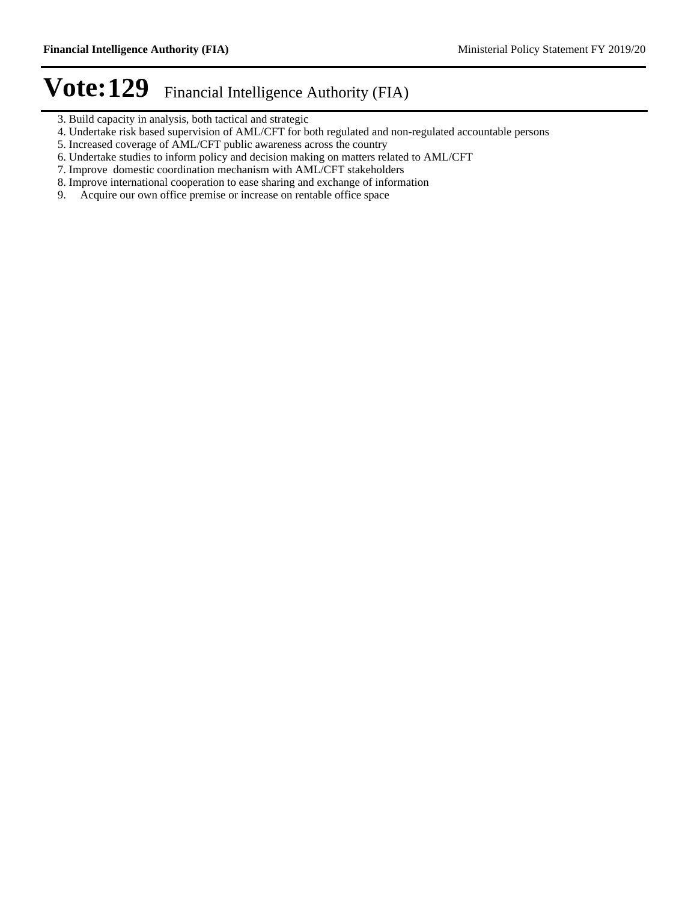# Vote:129 Financial Intelligence Authority (FIA)

3. Build capacity in analysis, both tactical and strategic
4. Undertake risk based supervision of AML/CFT for both regulated and non-regulated accountable persons
5. Increased coverage of AML/CFT public awareness across the country
6. Undertake studies to inform policy and decision making on matters related to AML/CFT
7. Improve domestic coordination mechanism with AML/CFT stakeholders
8. Improve international cooperation to ease sharing and exchange of information
9. Acquire our own office premise or increase on rentable office space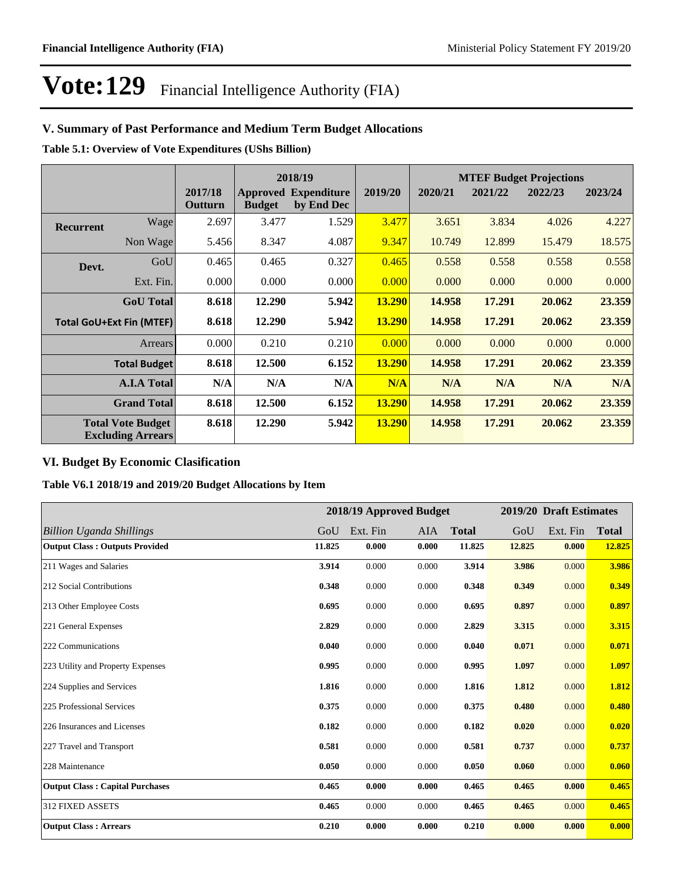# Vote:129 Financial Intelligence Authority (FIA)

## V. Summary of Past Performance and Medium Term Budget Allocations

**Table 5.1: Overview of Vote Expenditures (UShs Billion)**

| | | | 2018/19 | | | MTEF Budget Projections | | | |
|---|---|---|---|---|---|---|---|---|---|
| | | 2017/18 Outturn | Approved Budget | Expenditure by End Dec | 2019/20 | 2020/21 | 2021/22 | 2022/23 | 2023/24 |
| **Recurrent** | Wage | 2.697 | 3.477 | 1.529 | 3.477 | 3.651 | 3.834 | 4.026 | 4.227 |
| | Non Wage | 5.456 | 8.347 | 4.087 | 9.347 | 10.749 | 12.899 | 15.479 | 18.575 |
| **Devt.** | GoU | 0.465 | 0.465 | 0.327 | 0.465 | 0.558 | 0.558 | 0.558 | 0.558 |
| | Ext. Fin. | 0.000 | 0.000 | 0.000 | 0.000 | 0.000 | 0.000 | 0.000 | 0.000 |
| | **GoU Total** | **8.618** | **12.290** | **5.942** | **13.290** | **14.958** | **17.291** | **20.062** | **23.359** |
| **Total GoU+Ext Fin (MTEF)** | | **8.618** | **12.290** | **5.942** | **13.290** | **14.958** | **17.291** | **20.062** | **23.359** |
| | Arrears | 0.000 | 0.210 | 0.210 | 0.000 | 0.000 | 0.000 | 0.000 | 0.000 |
| | **Total Budget** | **8.618** | **12.500** | **6.152** | **13.290** | **14.958** | **17.291** | **20.062** | **23.359** |
| | **A.I.A Total** | **N/A** | **N/A** | **N/A** | **N/A** | **N/A** | **N/A** | **N/A** | **N/A** |
| | **Grand Total** | **8.618** | **12.500** | **6.152** | **13.290** | **14.958** | **17.291** | **20.062** | **23.359** |
| **Total Vote Budget Excluding Arrears** | | **8.618** | **12.290** | **5.942** | **13.290** | **14.958** | **17.291** | **20.062** | **23.359** |

## VI. Budget By Economic Clasification

**Table V6.1 2018/19 and 2019/20 Budget Allocations by Item**

| | 2018/19 Approved Budget | | | | 2019/20 Draft Estimates | | |
|---|---|---|---|---|---|---|---|
| *Billion Uganda Shillings* | GoU | Ext. Fin | AIA | **Total** | GoU | Ext. Fin | **Total** |
| **Output Class : Outputs Provided** | **11.825** | **0.000** | **0.000** | **11.825** | **12.825** | **0.000** | **12.825** |
| 211 Wages and Salaries | **3.914** | 0.000 | 0.000 | **3.914** | **3.986** | 0.000 | **3.986** |
| 212 Social Contributions | **0.348** | 0.000 | 0.000 | **0.348** | **0.349** | 0.000 | **0.349** |
| 213 Other Employee Costs | **0.695** | 0.000 | 0.000 | **0.695** | **0.897** | 0.000 | **0.897** |
| 221 General Expenses | **2.829** | 0.000 | 0.000 | **2.829** | **3.315** | 0.000 | **3.315** |
| 222 Communications | **0.040** | 0.000 | 0.000 | **0.040** | **0.071** | 0.000 | **0.071** |
| 223 Utility and Property Expenses | **0.995** | 0.000 | 0.000 | **0.995** | **1.097** | 0.000 | **1.097** |
| 224 Supplies and Services | **1.816** | 0.000 | 0.000 | **1.816** | **1.812** | 0.000 | **1.812** |
| 225 Professional Services | **0.375** | 0.000 | 0.000 | **0.375** | **0.480** | 0.000 | **0.480** |
| 226 Insurances and Licenses | **0.182** | 0.000 | 0.000 | **0.182** | **0.020** | 0.000 | **0.020** |
| 227 Travel and Transport | **0.581** | 0.000 | 0.000 | **0.581** | **0.737** | 0.000 | **0.737** |
| 228 Maintenance | **0.050** | 0.000 | 0.000 | **0.050** | **0.060** | 0.000 | **0.060** |
| **Output Class : Capital Purchases** | **0.465** | **0.000** | **0.000** | **0.465** | **0.465** | **0.000** | **0.465** |
| 312 FIXED ASSETS | **0.465** | 0.000 | 0.000 | **0.465** | **0.465** | 0.000 | **0.465** |
| **Output Class : Arrears** | **0.210** | **0.000** | **0.000** | **0.210** | **0.000** | **0.000** | **0.000** |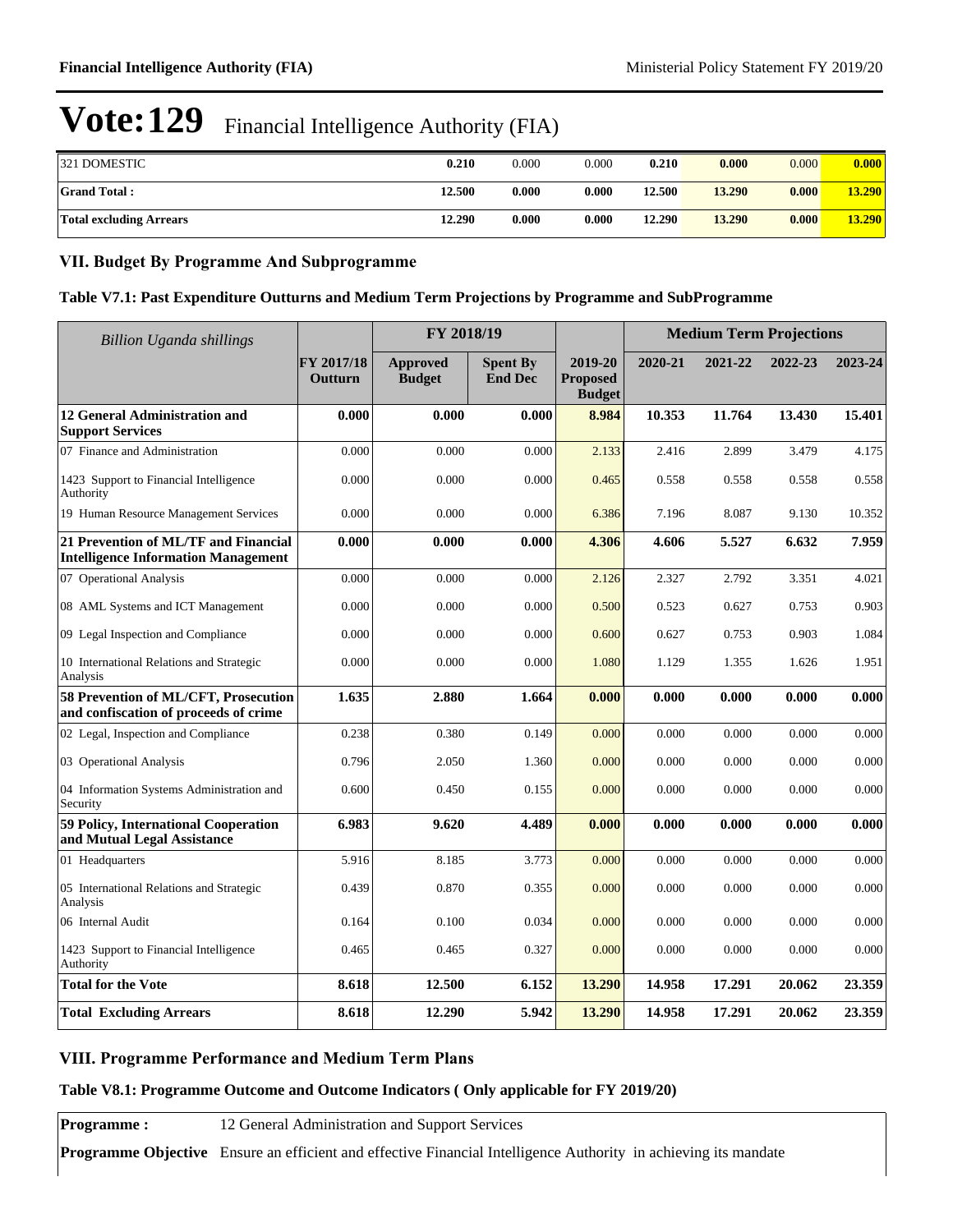# Vote:129 Financial Intelligence Authority (FIA)

| | | | | | | | |
|---|---|---|---|---|---|---|---|
| 321 DOMESTIC | **0.210** | 0.000 | 0.000 | **0.210** | **0.000** | 0.000 | **0.000** |
| **Grand Total :** | **12.500** | **0.000** | **0.000** | **12.500** | **13.290** | **0.000** | **13.290** |
| **Total excluding Arrears** | **12.290** | **0.000** | **0.000** | **12.290** | **13.290** | **0.000** | **13.290** |

## VII. Budget By Programme And Subprogramme

### Table V7.1: Past Expenditure Outturns and Medium Term Projections by Programme and SubProgramme

| *Billion Uganda shillings* | | FY 2018/19 | | | Medium Term Projections | | | |
|---|---|---|---|---|---|---|---|---|
| | **FY 2017/18 Outturn** | **Approved Budget** | **Spent By End Dec** | **2019-20 Proposed Budget** | **2020-21** | **2021-22** | **2022-23** | **2023-24** |
| **12 General Administration and Support Services** | **0.000** | **0.000** | **0.000** | **8.984** | **10.353** | **11.764** | **13.430** | **15.401** |
| 07 Finance and Administration | 0.000 | 0.000 | 0.000 | 2.133 | 2.416 | 2.899 | 3.479 | 4.175 |
| 1423 Support to Financial Intelligence Authority | 0.000 | 0.000 | 0.000 | 0.465 | 0.558 | 0.558 | 0.558 | 0.558 |
| 19 Human Resource Management Services | 0.000 | 0.000 | 0.000 | 6.386 | 7.196 | 8.087 | 9.130 | 10.352 |
| **21 Prevention of ML/TF and Financial Intelligence Information Management** | **0.000** | **0.000** | **0.000** | **4.306** | **4.606** | **5.527** | **6.632** | **7.959** |
| 07 Operational Analysis | 0.000 | 0.000 | 0.000 | 2.126 | 2.327 | 2.792 | 3.351 | 4.021 |
| 08 AML Systems and ICT Management | 0.000 | 0.000 | 0.000 | 0.500 | 0.523 | 0.627 | 0.753 | 0.903 |
| 09 Legal Inspection and Compliance | 0.000 | 0.000 | 0.000 | 0.600 | 0.627 | 0.753 | 0.903 | 1.084 |
| 10 International Relations and Strategic Analysis | 0.000 | 0.000 | 0.000 | 1.080 | 1.129 | 1.355 | 1.626 | 1.951 |
| **58 Prevention of ML/CFT, Prosecution and confiscation of proceeds of crime** | **1.635** | **2.880** | **1.664** | **0.000** | **0.000** | **0.000** | **0.000** | **0.000** |
| 02 Legal, Inspection and Compliance | 0.238 | 0.380 | 0.149 | 0.000 | 0.000 | 0.000 | 0.000 | 0.000 |
| 03 Operational Analysis | 0.796 | 2.050 | 1.360 | 0.000 | 0.000 | 0.000 | 0.000 | 0.000 |
| 04 Information Systems Administration and Security | 0.600 | 0.450 | 0.155 | 0.000 | 0.000 | 0.000 | 0.000 | 0.000 |
| **59 Policy, International Cooperation and Mutual Legal Assistance** | **6.983** | **9.620** | **4.489** | **0.000** | **0.000** | **0.000** | **0.000** | **0.000** |
| 01 Headquarters | 5.916 | 8.185 | 3.773 | 0.000 | 0.000 | 0.000 | 0.000 | 0.000 |
| 05 International Relations and Strategic Analysis | 0.439 | 0.870 | 0.355 | 0.000 | 0.000 | 0.000 | 0.000 | 0.000 |
| 06 Internal Audit | 0.164 | 0.100 | 0.034 | 0.000 | 0.000 | 0.000 | 0.000 | 0.000 |
| 1423 Support to Financial Intelligence Authority | 0.465 | 0.465 | 0.327 | 0.000 | 0.000 | 0.000 | 0.000 | 0.000 |
| **Total for the Vote** | **8.618** | **12.500** | **6.152** | **13.290** | **14.958** | **17.291** | **20.062** | **23.359** |
| **Total Excluding Arrears** | **8.618** | **12.290** | **5.942** | **13.290** | **14.958** | **17.291** | **20.062** | **23.359** |

## VIII. Programme Performance and Medium Term Plans

### Table V8.1: Programme Outcome and Outcome Indicators ( Only applicable for FY 2019/20)

| | |
|---|---|
| **Programme :** | 12 General Administration and Support Services |
| **Programme Objective** | Ensure an efficient and effective Financial Intelligence Authority in achieving its mandate |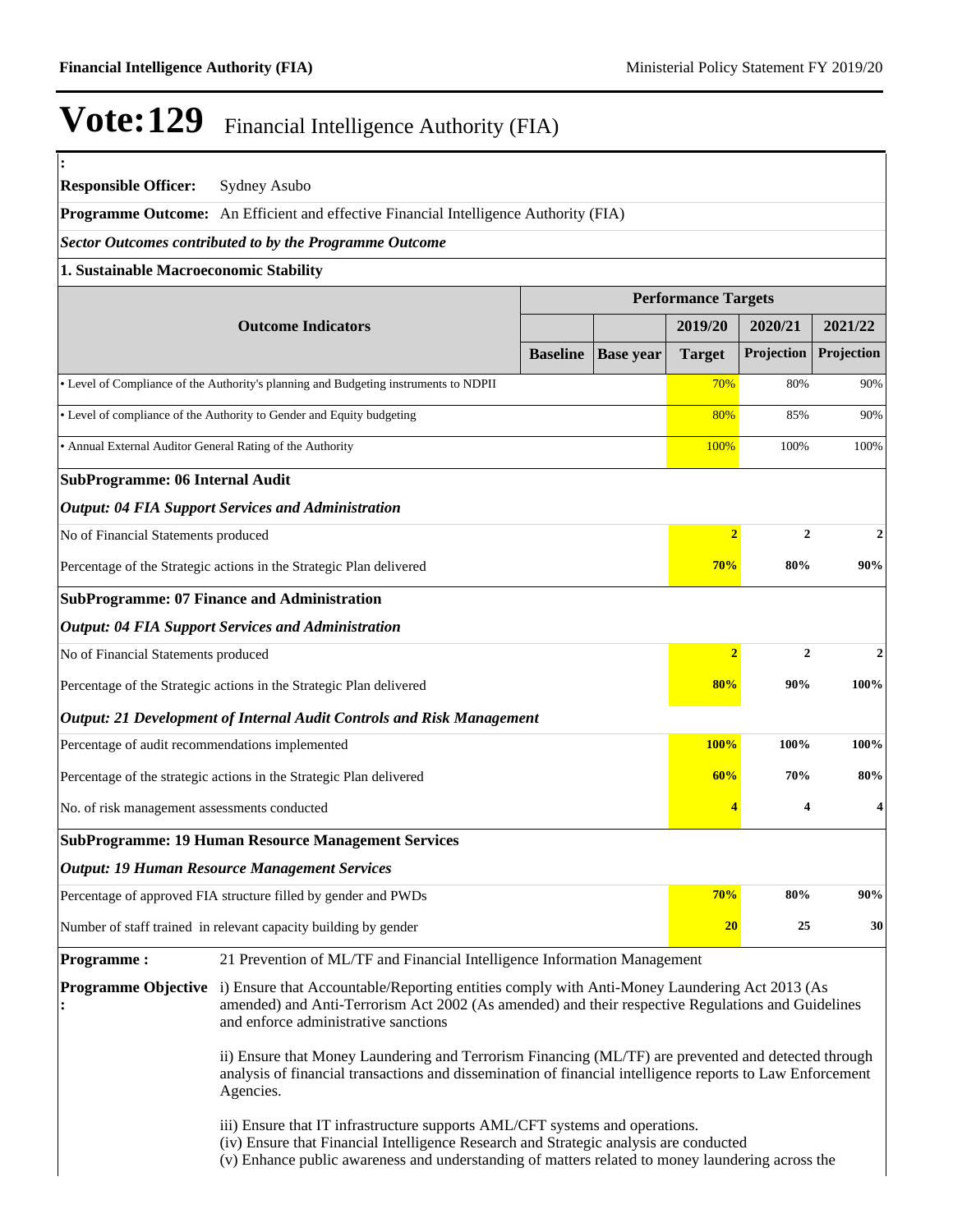# Vote:129 Financial Intelligence Authority (FIA)

:

**Responsible Officer:** Sydney Asubo

**Programme Outcome:** An Efficient and effective Financial Intelligence Authority (FIA)

***Sector Outcomes contributed to by the Programme Outcome***

**1. Sustainable Macroeconomic Stability**

| Outcome Indicators | Performance Targets | | | | |
|---|---|---|---|---|---|
| | | | 2019/20 | 2020/21 | 2021/22 |
| | Baseline | Base year | Target | Projection | Projection |
| • Level of Compliance of the Authority's planning and Budgeting instruments to NDPII | | | 70% | 80% | 90% |
| • Level of compliance of the Authority to Gender and Equity budgeting | | | 80% | 85% | 90% |
| • Annual External Auditor General Rating of the Authority | | | 100% | 100% | 100% |

**SubProgramme: 06 Internal Audit**

***Output: 04 FIA Support Services and Administration***

| Indicator | 2019/20 Target | 2020/21 Projection | 2021/22 Projection |
|---|---|---|---|
| No of Financial Statements produced | 2 | 2 | 2 |
| Percentage of the Strategic actions in the Strategic Plan delivered | 70% | 80% | 90% |

**SubProgramme: 07 Finance and Administration**

***Output: 04 FIA Support Services and Administration***

| Indicator | 2019/20 Target | 2020/21 Projection | 2021/22 Projection |
|---|---|---|---|
| No of Financial Statements produced | 2 | 2 | 2 |
| Percentage of the Strategic actions in the Strategic Plan delivered | 80% | 90% | 100% |

***Output: 21 Development of Internal Audit Controls and Risk Management***

| Indicator | 2019/20 Target | 2020/21 Projection | 2021/22 Projection |
|---|---|---|---|
| Percentage of audit recommendations implemented | 100% | 100% | 100% |
| Percentage of the strategic actions in the Strategic Plan delivered | 60% | 70% | 80% |
| No. of risk management assessments conducted | 4 | 4 | 4 |

**SubProgramme: 19 Human Resource Management Services**

***Output: 19 Human Resource Management Services***

| Indicator | 2019/20 Target | 2020/21 Projection | 2021/22 Projection |
|---|---|---|---|
| Percentage of approved FIA structure filled by gender and PWDs | 70% | 80% | 90% |
| Number of staff trained in relevant capacity building by gender | 20 | 25 | 30 |

**Programme :** 21 Prevention of ML/TF and Financial Intelligence Information Management

**Programme Objective :** i) Ensure that Accountable/Reporting entities comply with Anti-Money Laundering Act 2013 (As amended) and Anti-Terrorism Act 2002 (As amended) and their respective Regulations and Guidelines and enforce administrative sanctions

ii) Ensure that Money Laundering and Terrorism Financing (ML/TF) are prevented and detected through analysis of financial transactions and dissemination of financial intelligence reports to Law Enforcement Agencies.

iii) Ensure that IT infrastructure supports AML/CFT systems and operations.
(iv) Ensure that Financial Intelligence Research and Strategic analysis are conducted
(v) Enhance public awareness and understanding of matters related to money laundering across the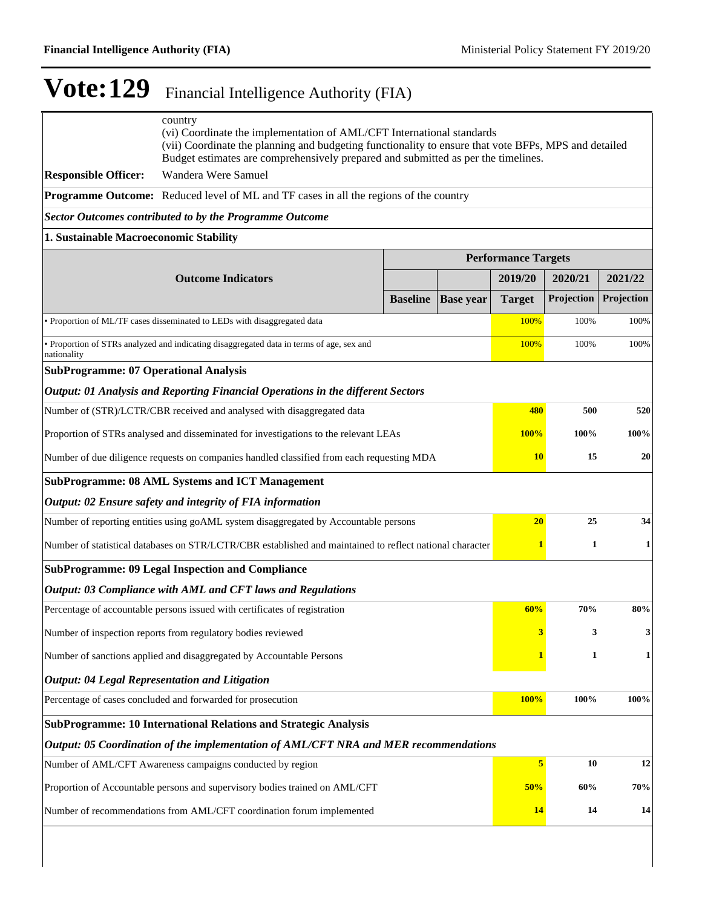# Vote:129 Financial Intelligence Authority (FIA)

country
(vi) Coordinate the implementation of AML/CFT International standards
(vii) Coordinate the planning and budgeting functionality to ensure that vote BFPs, MPS and detailed Budget estimates are comprehensively prepared and submitted as per the timelines.

**Responsible Officer:** Wandera Were Samuel

**Programme Outcome:** Reduced level of ML and TF cases in all the regions of the country

***Sector Outcomes contributed to by the Programme Outcome***

**1. Sustainable Macroeconomic Stability**

| Outcome Indicators | Performance Targets | | | | |
|---|---|---|---|---|---|
| | | | 2019/20 | 2020/21 | 2021/22 |
| | Baseline | Base year | Target | Projection | Projection |
| • Proportion of ML/TF cases disseminated to LEDs with disaggregated data | | | 100% | 100% | 100% |
| • Proportion of STRs analyzed and indicating disaggregated data in terms of age, sex and nationality | | | 100% | 100% | 100% |

**SubProgramme: 07 Operational Analysis**

***Output: 01 Analysis and Reporting Financial Operations in the different Sectors***

| | | | |
|---|---|---|---|
| Number of (STR)/LCTR/CBR received and analysed with disaggregated data | **480** | **500** | **520** |
| Proportion of STRs analysed and disseminated for investigations to the relevant LEAs | **100%** | **100%** | **100%** |
| Number of due diligence requests on companies handled classified from each requesting MDA | **10** | **15** | **20** |

**SubProgramme: 08 AML Systems and ICT Management**

***Output: 02 Ensure safety and integrity of FIA information***

| | | | |
|---|---|---|---|
| Number of reporting entities using goAML system disaggregated by Accountable persons | **20** | **25** | **34** |
| Number of statistical databases on STR/LCTR/CBR established and maintained to reflect national character | **1** | **1** | **1** |

**SubProgramme: 09 Legal Inspection and Compliance**

***Output: 03 Compliance with AML and CFT laws and Regulations***

| | | | |
|---|---|---|---|
| Percentage of accountable persons issued with certificates of registration | **60%** | **70%** | **80%** |
| Number of inspection reports from regulatory bodies reviewed | **3** | **3** | **3** |
| Number of sanctions applied and disaggregated by Accountable Persons | **1** | **1** | **1** |

***Output: 04 Legal Representation and Litigation***

| | | | |
|---|---|---|---|
| Percentage of cases concluded and forwarded for prosecution | **100%** | **100%** | **100%** |

**SubProgramme: 10 International Relations and Strategic Analysis**

***Output: 05 Coordination of the implementation of AML/CFT NRA and MER recommendations***

| | | | |
|---|---|---|---|
| Number of AML/CFT Awareness campaigns conducted by region | **5** | **10** | **12** |
| Proportion of Accountable persons and supervisory bodies trained on AML/CFT | **50%** | **60%** | **70%** |
| Number of recommendations from AML/CFT coordination forum implemented | **14** | **14** | **14** |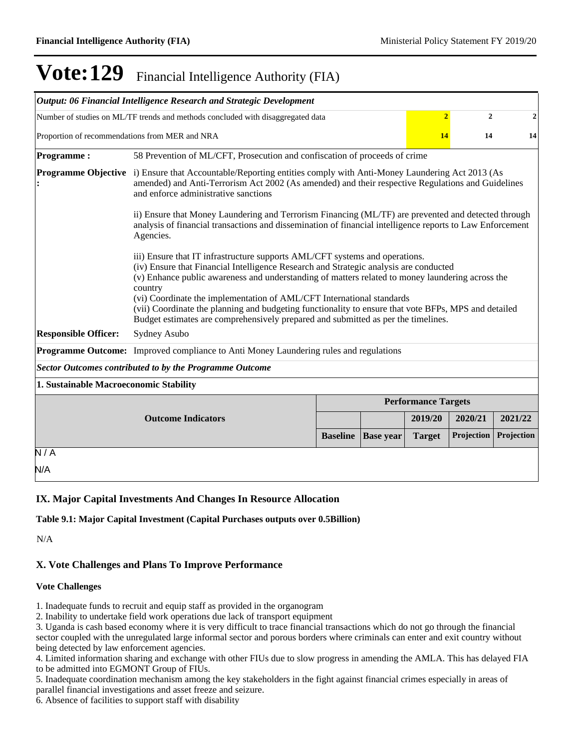# Vote:129 Financial Intelligence Authority (FIA)

| *Output: 06 Financial Intelligence Research and Strategic Development* | | | |
|---|---|---|---|
| Number of studies on ML/TF trends and methods concluded with disaggregated data | 2 | 2 | 2 |
| Proportion of recommendations from MER and NRA | 14 | 14 | 14 |

**Programme :** 58 Prevention of ML/CFT, Prosecution and confiscation of proceeds of crime

**Programme Objective :** i) Ensure that Accountable/Reporting entities comply with Anti-Money Laundering Act 2013 (As amended) and Anti-Terrorism Act 2002 (As amended) and their respective Regulations and Guidelines and enforce administrative sanctions

ii) Ensure that Money Laundering and Terrorism Financing (ML/TF) are prevented and detected through analysis of financial transactions and dissemination of financial intelligence reports to Law Enforcement Agencies.

iii) Ensure that IT infrastructure supports AML/CFT systems and operations.
(iv) Ensure that Financial Intelligence Research and Strategic analysis are conducted
(v) Enhance public awareness and understanding of matters related to money laundering across the country
(vi) Coordinate the implementation of AML/CFT International standards
(vii) Coordinate the planning and budgeting functionality to ensure that vote BFPs, MPS and detailed Budget estimates are comprehensively prepared and submitted as per the timelines.

**Responsible Officer:** Sydney Asubo

**Programme Outcome:** Improved compliance to Anti Money Laundering rules and regulations

***Sector Outcomes contributed to by the Programme Outcome***

**1. Sustainable Macroeconomic Stability**

| Outcome Indicators | Performance Targets | | | | |
|---|---|---|---|---|---|
| | | | 2019/20 | 2020/21 | 2021/22 |
| | Baseline | Base year | Target | Projection | Projection |
| N / A | | | | | |
| N/A | | | | | |

## IX. Major Capital Investments And Changes In Resource Allocation

**Table 9.1: Major Capital Investment (Capital Purchases outputs over 0.5Billion)**

N/A

## X. Vote Challenges and Plans To Improve Performance

**Vote Challenges**

1. Inadequate funds to recruit and equip staff as provided in the organogram
2. Inability to undertake field work operations due lack of transport equipment
3. Uganda is cash based economy where it is very difficult to trace financial transactions which do not go through the financial sector coupled with the unregulated large informal sector and porous borders where criminals can enter and exit country without being detected by law enforcement agencies.
4. Limited information sharing and exchange with other FIUs due to slow progress in amending the AMLA. This has delayed FIA to be admitted into EGMONT Group of FIUs.
5. Inadequate coordination mechanism among the key stakeholders in the fight against financial crimes especially in areas of parallel financial investigations and asset freeze and seizure.
6. Absence of facilities to support staff with disability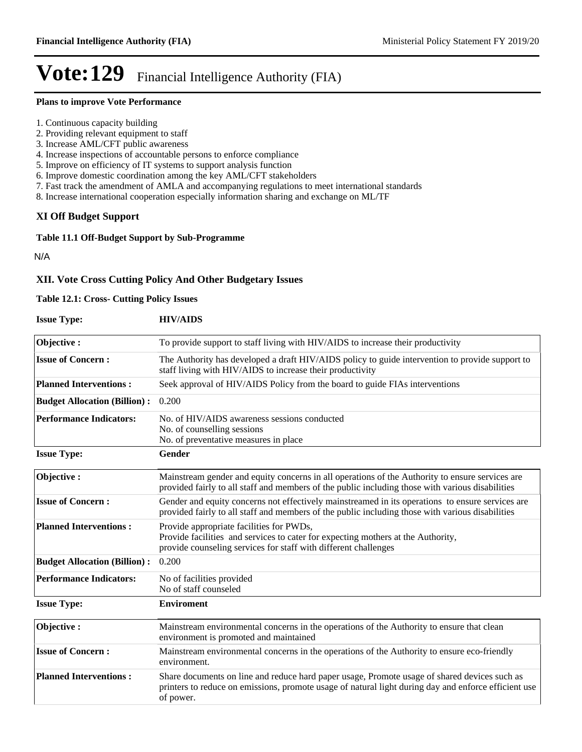# Vote:129 Financial Intelligence Authority (FIA)

**Plans to improve Vote Performance**

1. Continuous capacity building
2. Providing relevant equipment to staff
3. Increase AML/CFT public awareness
4. Increase inspections of accountable persons to enforce compliance
5. Improve on efficiency of IT systems to support analysis function
6. Improve domestic coordination among the key AML/CFT stakeholders
7. Fast track the amendment of AMLA and accompanying regulations to meet international standards
8. Increase international cooperation especially information sharing and exchange on ML/TF

## XI Off Budget Support

**Table 11.1 Off-Budget Support by Sub-Programme**

N/A

## XII. Vote Cross Cutting Policy And Other Budgetary Issues

**Table 12.1: Cross- Cutting Policy Issues**

| **Issue Type:** | **HIV/AIDS** |
|---|---|
| **Objective :** | To provide support to staff living with HIV/AIDS to increase their productivity |
| **Issue of Concern :** | The Authority has developed a draft HIV/AIDS policy to guide intervention to provide support to staff living with HIV/AIDS to increase their productivity |
| **Planned Interventions :** | Seek approval of HIV/AIDS Policy from the board to guide FIAs interventions |
| **Budget Allocation (Billion) :** | 0.200 |
| **Performance Indicators:** | No. of HIV/AIDS awareness sessions conducted<br>No. of counselling sessions<br>No. of preventative measures in place |

| **Issue Type:** | **Gender** |
|---|---|
| **Objective :** | Mainstream gender and equity concerns in all operations of the Authority to ensure services are provided fairly to all staff and members of the public including those with various disabilities |
| **Issue of Concern :** | Gender and equity concerns not effectively mainstreamed in its operations to ensure services are provided fairly to all staff and members of the public including those with various disabilities |
| **Planned Interventions :** | Provide appropriate facilities for PWDs,<br>Provide facilities and services to cater for expecting mothers at the Authority,<br>provide counseling services for staff with different challenges |
| **Budget Allocation (Billion) :** | 0.200 |
| **Performance Indicators:** | No of facilities provided<br>No of staff counseled |

| **Issue Type:** | **Enviroment** |
|---|---|
| **Objective :** | Mainstream environmental concerns in the operations of the Authority to ensure that clean environment is promoted and maintained |
| **Issue of Concern :** | Mainstream environmental concerns in the operations of the Authority to ensure eco-friendly environment. |
| **Planned Interventions :** | Share documents on line and reduce hard paper usage, Promote usage of shared devices such as printers to reduce on emissions, promote usage of natural light during day and enforce efficient use of power. |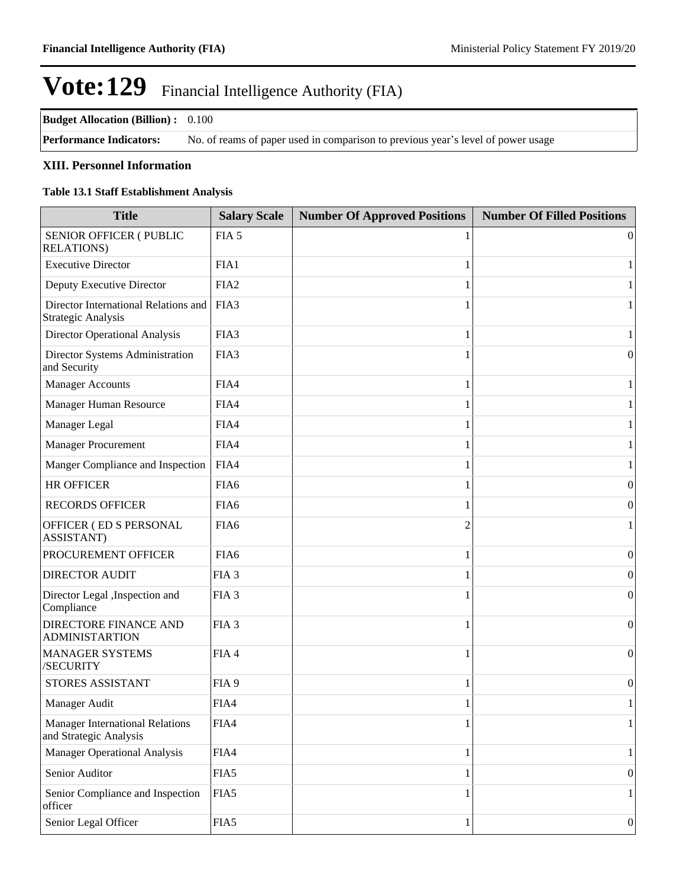# Vote:129 Financial Intelligence Authority (FIA)

| | |
|---|---|
| **Budget Allocation (Billion) :** | 0.100 |
| **Performance Indicators:** | No. of reams of paper used in comparison to previous year's level of power usage |

### XIII. Personnel Information

#### Table 13.1 Staff Establishment Analysis

| Title | Salary Scale | Number Of Approved Positions | Number Of Filled Positions |
|---|---|---|---|
| SENIOR OFFICER ( PUBLIC RELATIONS) | FIA 5 | 1 | 0 |
| Executive Director | FIA1 | 1 | 1 |
| Deputy Executive Director | FIA2 | 1 | 1 |
| Director International Relations and Strategic Analysis | FIA3 | 1 | 1 |
| Director Operational Analysis | FIA3 | 1 | 1 |
| Director Systems Administration and Security | FIA3 | 1 | 0 |
| Manager Accounts | FIA4 | 1 | 1 |
| Manager Human Resource | FIA4 | 1 | 1 |
| Manager Legal | FIA4 | 1 | 1 |
| Manager Procurement | FIA4 | 1 | 1 |
| Manger Compliance and Inspection | FIA4 | 1 | 1 |
| HR OFFICER | FIA6 | 1 | 0 |
| RECORDS OFFICER | FIA6 | 1 | 0 |
| OFFICER ( ED S PERSONAL ASSISTANT) | FIA6 | 2 | 1 |
| PROCUREMENT OFFICER | FIA6 | 1 | 0 |
| DIRECTOR AUDIT | FIA 3 | 1 | 0 |
| Director Legal ,Inspection and Compliance | FIA 3 | 1 | 0 |
| DIRECTORE FINANCE AND ADMINISTARTION | FIA 3 | 1 | 0 |
| MANAGER SYSTEMS /SECURITY | FIA 4 | 1 | 0 |
| STORES ASSISTANT | FIA 9 | 1 | 0 |
| Manager Audit | FIA4 | 1 | 1 |
| Manager International Relations and Strategic Analysis | FIA4 | 1 | 1 |
| Manager Operational Analysis | FIA4 | 1 | 1 |
| Senior Auditor | FIA5 | 1 | 0 |
| Senior Compliance and Inspection officer | FIA5 | 1 | 1 |
| Senior Legal Officer | FIA5 | 1 | 0 |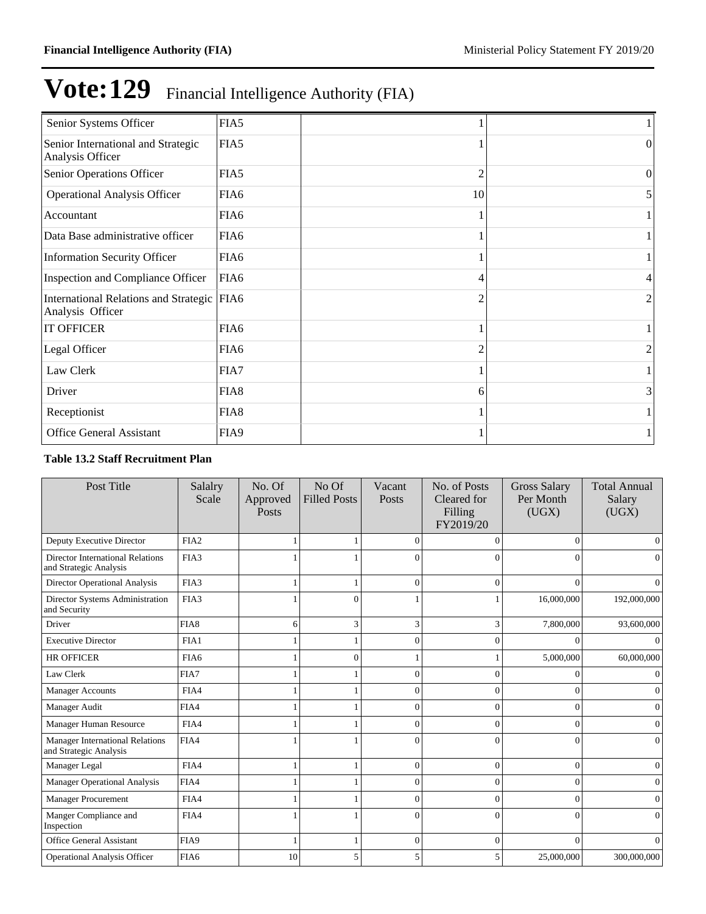# Vote:129 Financial Intelligence Authority (FIA)

| | | | |
|---|---|---|---|
| Senior Systems Officer | FIA5 | 1 | 1 |
| Senior International and Strategic Analysis Officer | FIA5 | 1 | 0 |
| Senior Operations Officer | FIA5 | 2 | 0 |
| Operational Analysis Officer | FIA6 | 10 | 5 |
| Accountant | FIA6 | 1 | 1 |
| Data Base administrative officer | FIA6 | 1 | 1 |
| Information Security Officer | FIA6 | 1 | 1 |
| Inspection and Compliance Officer | FIA6 | 4 | 4 |
| International Relations and Strategic Analysis Officer | FIA6 | 2 | 2 |
| IT OFFICER | FIA6 | 1 | 1 |
| Legal Officer | FIA6 | 2 | 2 |
| Law Clerk | FIA7 | 1 | 1 |
| Driver | FIA8 | 6 | 3 |
| Receptionist | FIA8 | 1 | 1 |
| Office General Assistant | FIA9 | 1 | 1 |

**Table 13.2 Staff Recruitment Plan**

| Post Title | Salalry Scale | No. Of Approved Posts | No Of Filled Posts | Vacant Posts | No. of Posts Cleared for Filling FY2019/20 | Gross Salary Per Month (UGX) | Total Annual Salary (UGX) |
|---|---|---|---|---|---|---|---|
| Deputy Executive Director | FIA2 | 1 | 1 | 0 | 0 | 0 | 0 |
| Director International Relations and Strategic Analysis | FIA3 | 1 | 1 | 0 | 0 | 0 | 0 |
| Director Operational Analysis | FIA3 | 1 | 1 | 0 | 0 | 0 | 0 |
| Director Systems Administration and Security | FIA3 | 1 | 0 | 1 | 1 | 16,000,000 | 192,000,000 |
| Driver | FIA8 | 6 | 3 | 3 | 3 | 7,800,000 | 93,600,000 |
| Executive Director | FIA1 | 1 | 1 | 0 | 0 | 0 | 0 |
| HR OFFICER | FIA6 | 1 | 0 | 1 | 1 | 5,000,000 | 60,000,000 |
| Law Clerk | FIA7 | 1 | 1 | 0 | 0 | 0 | 0 |
| Manager Accounts | FIA4 | 1 | 1 | 0 | 0 | 0 | 0 |
| Manager Audit | FIA4 | 1 | 1 | 0 | 0 | 0 | 0 |
| Manager Human Resource | FIA4 | 1 | 1 | 0 | 0 | 0 | 0 |
| Manager International Relations and Strategic Analysis | FIA4 | 1 | 1 | 0 | 0 | 0 | 0 |
| Manager Legal | FIA4 | 1 | 1 | 0 | 0 | 0 | 0 |
| Manager Operational Analysis | FIA4 | 1 | 1 | 0 | 0 | 0 | 0 |
| Manager Procurement | FIA4 | 1 | 1 | 0 | 0 | 0 | 0 |
| Manger Compliance and Inspection | FIA4 | 1 | 1 | 0 | 0 | 0 | 0 |
| Office General Assistant | FIA9 | 1 | 1 | 0 | 0 | 0 | 0 |
| Operational Analysis Officer | FIA6 | 10 | 5 | 5 | 5 | 25,000,000 | 300,000,000 |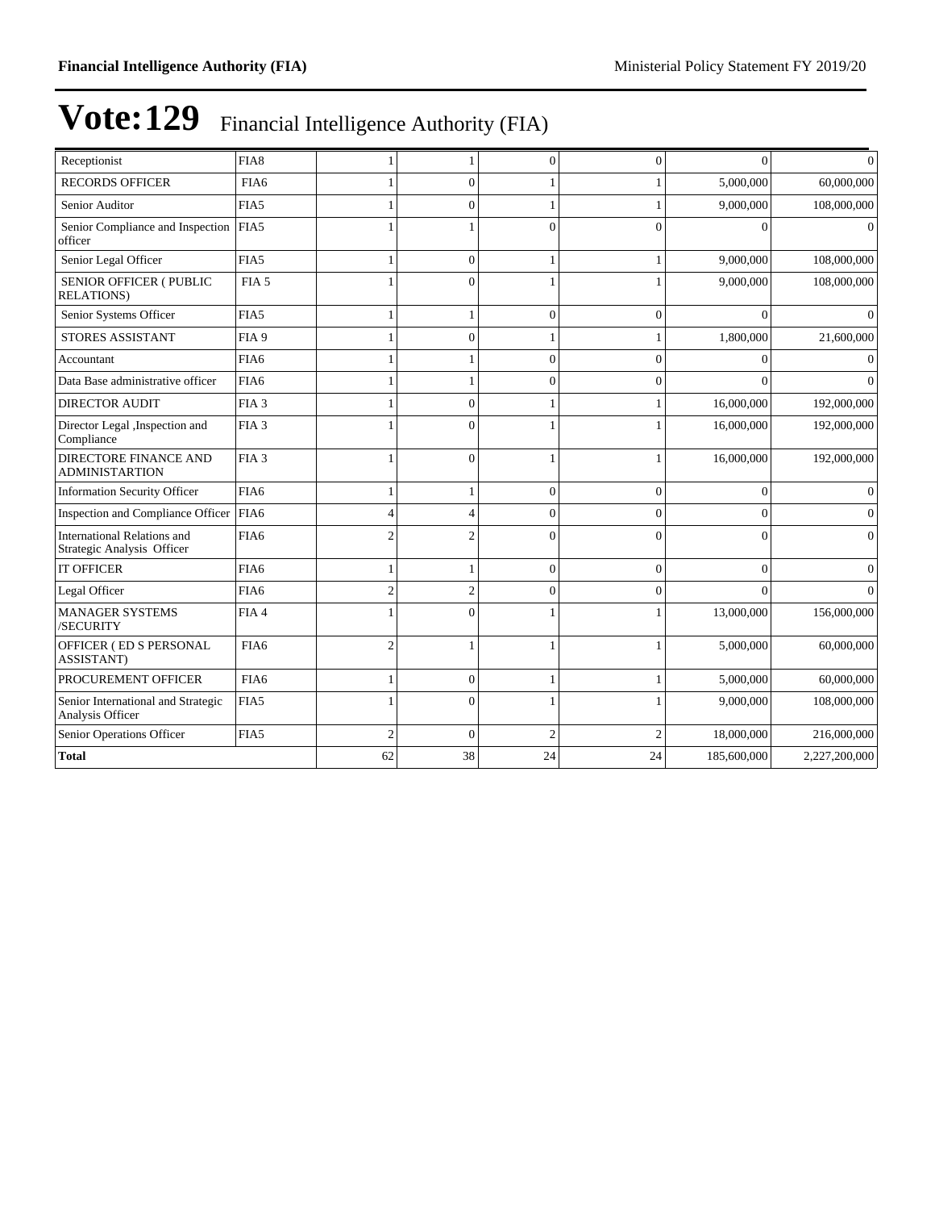# Vote:129 Financial Intelligence Authority (FIA)

| | | | | | | | |
|---|---|---|---|---|---|---|---|
| Receptionist | FIA8 | 1 | 1 | 0 | 0 | 0 | 0 |
| RECORDS OFFICER | FIA6 | 1 | 0 | 1 | 1 | 5,000,000 | 60,000,000 |
| Senior Auditor | FIA5 | 1 | 0 | 1 | 1 | 9,000,000 | 108,000,000 |
| Senior Compliance and Inspection officer | FIA5 | 1 | 1 | 0 | 0 | 0 | 0 |
| Senior Legal Officer | FIA5 | 1 | 0 | 1 | 1 | 9,000,000 | 108,000,000 |
| SENIOR OFFICER ( PUBLIC RELATIONS) | FIA 5 | 1 | 0 | 1 | 1 | 9,000,000 | 108,000,000 |
| Senior Systems Officer | FIA5 | 1 | 1 | 0 | 0 | 0 | 0 |
| STORES ASSISTANT | FIA 9 | 1 | 0 | 1 | 1 | 1,800,000 | 21,600,000 |
| Accountant | FIA6 | 1 | 1 | 0 | 0 | 0 | 0 |
| Data Base administrative officer | FIA6 | 1 | 1 | 0 | 0 | 0 | 0 |
| DIRECTOR AUDIT | FIA 3 | 1 | 0 | 1 | 1 | 16,000,000 | 192,000,000 |
| Director Legal ,Inspection and Compliance | FIA 3 | 1 | 0 | 1 | 1 | 16,000,000 | 192,000,000 |
| DIRECTORE FINANCE AND ADMINISTARTION | FIA 3 | 1 | 0 | 1 | 1 | 16,000,000 | 192,000,000 |
| Information Security Officer | FIA6 | 1 | 1 | 0 | 0 | 0 | 0 |
| Inspection and Compliance Officer | FIA6 | 4 | 4 | 0 | 0 | 0 | 0 |
| International Relations and Strategic Analysis Officer | FIA6 | 2 | 2 | 0 | 0 | 0 | 0 |
| IT OFFICER | FIA6 | 1 | 1 | 0 | 0 | 0 | 0 |
| Legal Officer | FIA6 | 2 | 2 | 0 | 0 | 0 | 0 |
| MANAGER SYSTEMS /SECURITY | FIA 4 | 1 | 0 | 1 | 1 | 13,000,000 | 156,000,000 |
| OFFICER ( ED S PERSONAL ASSISTANT) | FIA6 | 2 | 1 | 1 | 1 | 5,000,000 | 60,000,000 |
| PROCUREMENT OFFICER | FIA6 | 1 | 0 | 1 | 1 | 5,000,000 | 60,000,000 |
| Senior International and Strategic Analysis Officer | FIA5 | 1 | 0 | 1 | 1 | 9,000,000 | 108,000,000 |
| Senior Operations Officer | FIA5 | 2 | 0 | 2 | 2 | 18,000,000 | 216,000,000 |
| **Total** | | 62 | 38 | 24 | 24 | 185,600,000 | 2,227,200,000 |